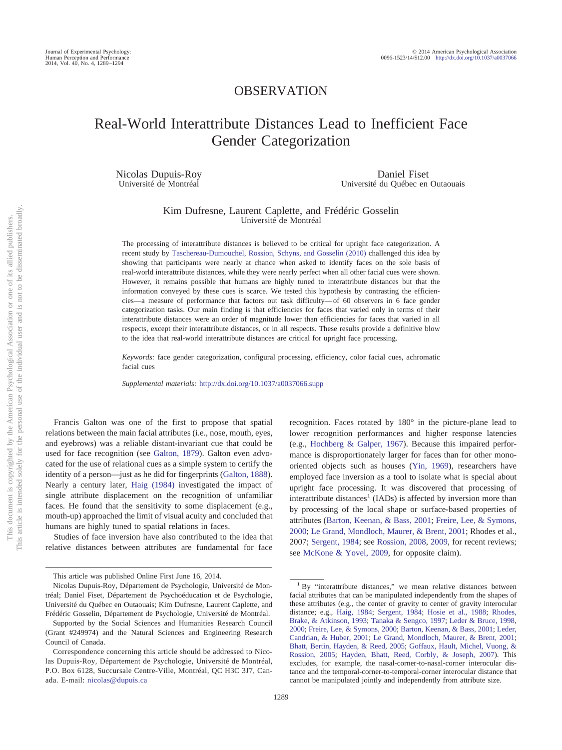OBSERVATION

# Real-World Interattribute Distances Lead to Inefficient Face Gender Categorization

Nicolas Dupuis-Roy
Université de Montréal

Daniel Fiset
Université du Québec en Outaouais

Kim Dufresne, Laurent Caplette, and Frédéric Gosselin
Université de Montréal

The processing of interattribute distances is believed to be critical for upright face categorization. A recent study by Taschereau-Dumouchel, Rossion, Schyns, and Gosselin (2010) challenged this idea by showing that participants were nearly at chance when asked to identify faces on the sole basis of real-world interattribute distances, while they were nearly perfect when all other facial cues were shown. However, it remains possible that humans are highly tuned to interattribute distances but that the information conveyed by these cues is scarce. We tested this hypothesis by contrasting the efficiencies—a measure of performance that factors out task difficulty—of 60 observers in 6 face gender categorization tasks. Our main finding is that efficiencies for faces that varied only in terms of their interattribute distances were an order of magnitude lower than efficiencies for faces that varied in all respects, except their interattribute distances, or in all respects. These results provide a definitive blow to the idea that real-world interattribute distances are critical for upright face processing.

*Keywords:* face gender categorization, configural processing, efficiency, color facial cues, achromatic facial cues

*Supplemental materials:* http://dx.doi.org/10.1037/a0037066.supp

Francis Galton was one of the first to propose that spatial relations between the main facial attributes (i.e., nose, mouth, eyes, and eyebrows) was a reliable distant-invariant cue that could be used for face recognition (see Galton, 1879). Galton even advocated for the use of relational cues as a simple system to certify the identity of a person—just as he did for fingerprints (Galton, 1888). Nearly a century later, Haig (1984) investigated the impact of single attribute displacement on the recognition of unfamiliar faces. He found that the sensitivity to some displacement (e.g., mouth-up) approached the limit of visual acuity and concluded that humans are highly tuned to spatial relations in faces.

Studies of face inversion have also contributed to the idea that relative distances between attributes are fundamental for face recognition. Faces rotated by 180° in the picture-plane lead to lower recognition performances and higher response latencies (e.g., Hochberg & Galper, 1967). Because this impaired performance is disproportionately larger for faces than for other mono-oriented objects such as houses (Yin, 1969), researchers have employed face inversion as a tool to isolate what is special about upright face processing. It was discovered that processing of interattribute distances[1] (IADs) is affected by inversion more than by processing of the local shape or surface-based properties of attributes (Barton, Keenan, & Bass, 2001; Freire, Lee, & Symons, 2000; Le Grand, Mondloch, Maurer, & Brent, 2001; Rhodes et al., 2007; Sergent, 1984; see Rossion, 2008, 2009, for recent reviews; see McKone & Yovel, 2009, for opposite claim).

This article was published Online First June 16, 2014.

Nicolas Dupuis-Roy, Département de Psychologie, Université de Montréal; Daniel Fiset, Département de Psychoéducation et de Psychologie, Université du Québec en Outaouais; Kim Dufresne, Laurent Caplette, and Frédéric Gosselin, Département de Psychologie, Université de Montréal.

Supported by the Social Sciences and Humanities Research Council (Grant #249974) and the Natural Sciences and Engineering Research Council of Canada.

Correspondence concerning this article should be addressed to Nicolas Dupuis-Roy, Département de Psychologie, Université de Montréal, P.O. Box 6128, Succursale Centre-Ville, Montréal, QC H3C 3J7, Canada. E-mail: nicolas@dupuis.ca

[1] By "interattribute distances," we mean relative distances between facial attributes that can be manipulated independently from the shapes of these attributes (e.g., the center of gravity to center of gravity interocular distance; e.g., Haig, 1984; Sergent, 1984; Hosie et al., 1988; Rhodes, Brake, & Atkinson, 1993; Tanaka & Sengco, 1997; Leder & Bruce, 1998, 2000; Freire, Lee, & Symons, 2000; Barton, Keenan, & Bass, 2001; Leder, Candrian, & Huber, 2001; Le Grand, Mondloch, Maurer, & Brent, 2001; Bhatt, Bertin, Hayden, & Reed, 2005; Goffaux, Hault, Michel, Vuong, & Rossion, 2005; Hayden, Bhatt, Reed, Corbly, & Joseph, 2007). This excludes, for example, the nasal-corner-to-nasal-corner interocular distance and the temporal-corner-to-temporal-corner interocular distance that cannot be manipulated jointly and independently from attribute size.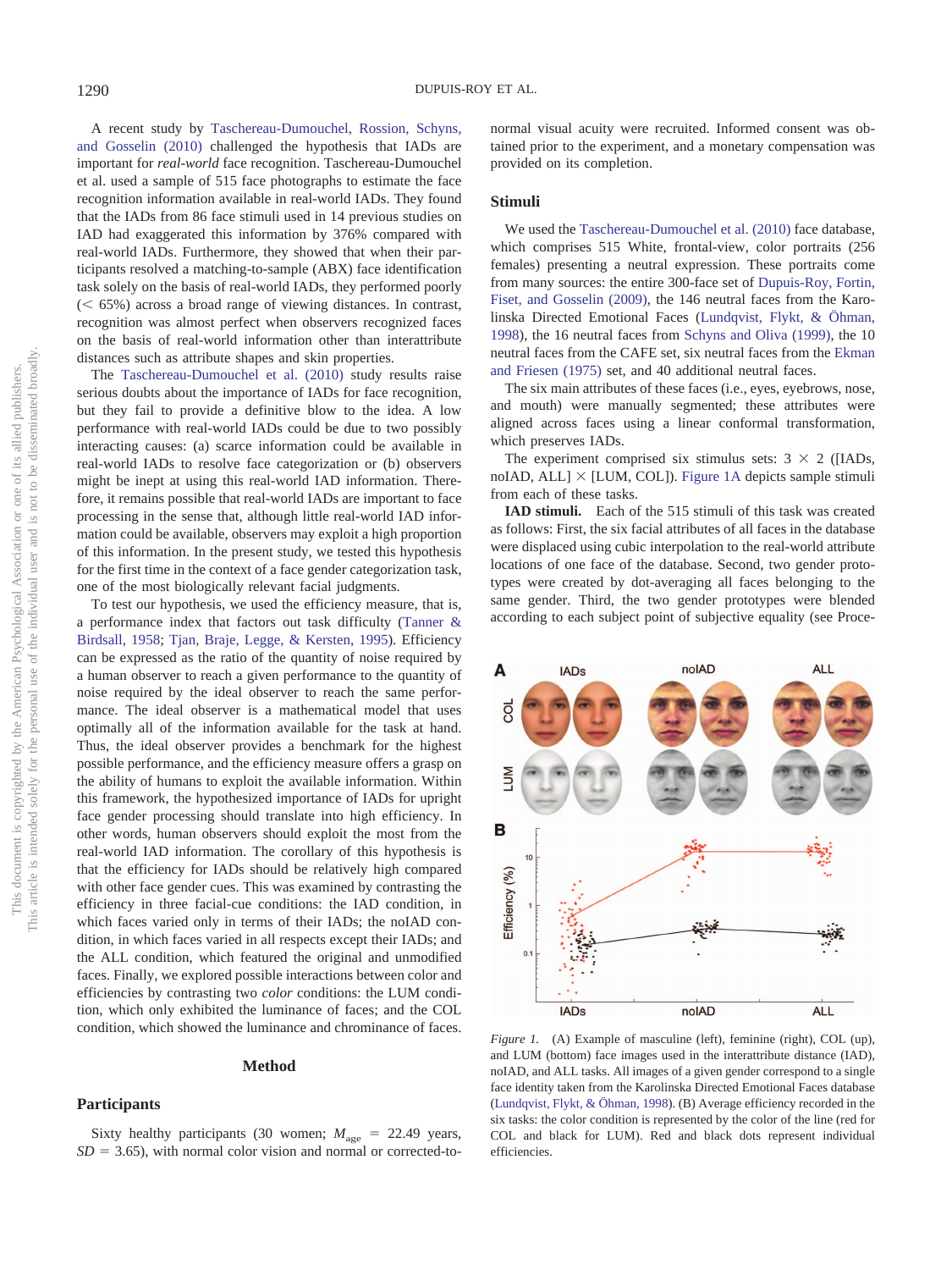A recent study by Taschereau-Dumouchel, Rossion, Schyns, and Gosselin (2010) challenged the hypothesis that IADs are important for *real-world* face recognition. Taschereau-Dumouchel et al. used a sample of 515 face photographs to estimate the face recognition information available in real-world IADs. They found that the IADs from 86 face stimuli used in 14 previous studies on IAD had exaggerated this information by 376% compared with real-world IADs. Furthermore, they showed that when their participants resolved a matching-to-sample (ABX) face identification task solely on the basis of real-world IADs, they performed poorly (< 65%) across a broad range of viewing distances. In contrast, recognition was almost perfect when observers recognized faces on the basis of real-world information other than interattribute distances such as attribute shapes and skin properties.

The Taschereau-Dumouchel et al. (2010) study results raise serious doubts about the importance of IADs for face recognition, but they fail to provide a definitive blow to the idea. A low performance with real-world IADs could be due to two possibly interacting causes: (a) scarce information could be available in real-world IADs to resolve face categorization or (b) observers might be inept at using this real-world IAD information. Therefore, it remains possible that real-world IADs are important to face processing in the sense that, although little real-world IAD information could be available, observers may exploit a high proportion of this information. In the present study, we tested this hypothesis for the first time in the context of a face gender categorization task, one of the most biologically relevant facial judgments.

To test our hypothesis, we used the efficiency measure, that is, a performance index that factors out task difficulty (Tanner & Birdsall, 1958; Tjan, Braje, Legge, & Kersten, 1995). Efficiency can be expressed as the ratio of the quantity of noise required by a human observer to reach a given performance to the quantity of noise required by the ideal observer to reach the same performance. The ideal observer is a mathematical model that uses optimally all of the information available for the task at hand. Thus, the ideal observer provides a benchmark for the highest possible performance, and the efficiency measure offers a grasp on the ability of humans to exploit the available information. Within this framework, the hypothesized importance of IADs for upright face gender processing should translate into high efficiency. In other words, human observers should exploit the most from the real-world IAD information. The corollary of this hypothesis is that the efficiency for IADs should be relatively high compared with other face gender cues. This was examined by contrasting the efficiency in three facial-cue conditions: the IAD condition, in which faces varied only in terms of their IADs; the noIAD condition, in which faces varied in all respects except their IADs; and the ALL condition, which featured the original and unmodified faces. Finally, we explored possible interactions between color and efficiencies by contrasting two *color* conditions: the LUM condition, which only exhibited the luminance of faces; and the COL condition, which showed the luminance and chrominance of faces.

## Method

### Participants

Sixty healthy participants (30 women; $M_{\text{age}}$ = 22.49 years, $SD$ = 3.65), with normal color vision and normal or corrected-to-normal visual acuity were recruited. Informed consent was obtained prior to the experiment, and a monetary compensation was provided on its completion.

### Stimuli

We used the Taschereau-Dumouchel et al. (2010) face database, which comprises 515 White, frontal-view, color portraits (256 females) presenting a neutral expression. These portraits come from many sources: the entire 300-face set of Dupuis-Roy, Fortin, Fiset, and Gosselin (2009), the 146 neutral faces from the Karolinska Directed Emotional Faces (Lundqvist, Flykt, & Öhman, 1998), the 16 neutral faces from Schyns and Oliva (1999), the 10 neutral faces from the CAFE set, six neutral faces from the Ekman and Friesen (1975) set, and 40 additional neutral faces.

The six main attributes of these faces (i.e., eyes, eyebrows, nose, and mouth) were manually segmented; these attributes were aligned across faces using a linear conformal transformation, which preserves IADs.

The experiment comprised six stimulus sets: 3 × 2 ([IADs, noIAD, ALL] × [LUM, COL]). Figure 1A depicts sample stimuli from each of these tasks.

**IAD stimuli.** Each of the 515 stimuli of this task was created as follows: First, the six facial attributes of all faces in the database were displaced using cubic interpolation to the real-world attribute locations of one face of the database. Second, two gender prototypes were created by dot-averaging all faces belonging to the same gender. Third, the two gender prototypes were blended according to each subject point of subjective equality (see Proce-

A
IADs
noIAD
ALL
COL
LUM
B
Efficiency (%)
10
1
0.1
IADs
noIAD
ALL

*Figure 1.* (A) Example of masculine (left), feminine (right), COL (up), and LUM (bottom) face images used in the interattribute distance (IAD), noIAD, and ALL tasks. All images of a given gender correspond to a single face identity taken from the Karolinska Directed Emotional Faces database (Lundqvist, Flykt, & Öhman, 1998). (B) Average efficiency recorded in the six tasks: the color condition is represented by the color of the line (red for COL and black for LUM). Red and black dots represent individual efficiencies.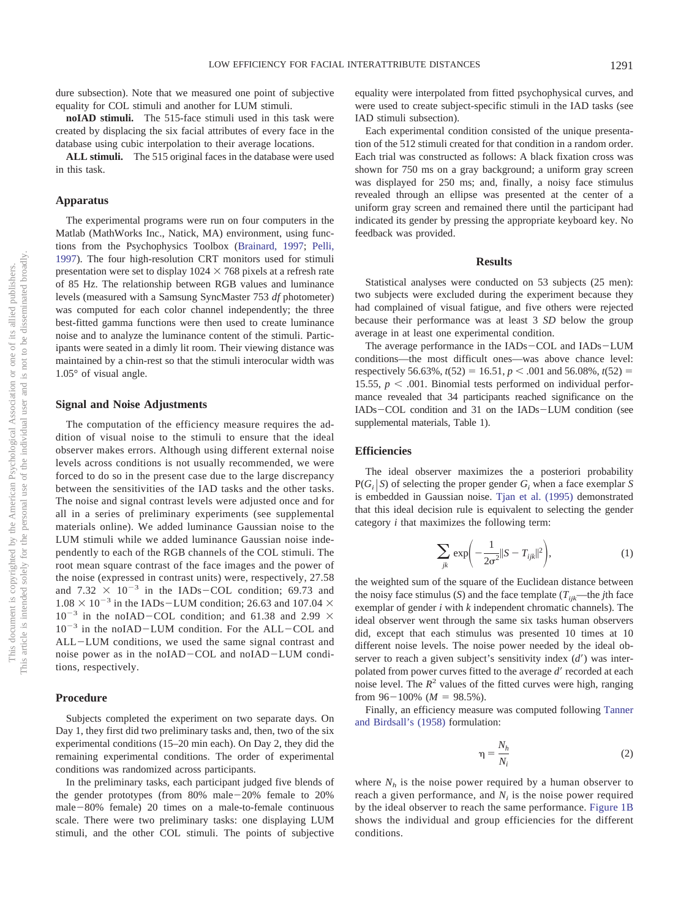dure subsection). Note that we measured one point of subjective equality for COL stimuli and another for LUM stimuli.

**noIAD stimuli.** The 515-face stimuli used in this task were created by displacing the six facial attributes of every face in the database using cubic interpolation to their average locations.

**ALL stimuli.** The 515 original faces in the database were used in this task.

## Apparatus

The experimental programs were run on four computers in the Matlab (MathWorks Inc., Natick, MA) environment, using functions from the Psychophysics Toolbox (Brainard, 1997; Pelli, 1997). The four high-resolution CRT monitors used for stimuli presentation were set to display 1024 × 768 pixels at a refresh rate of 85 Hz. The relationship between RGB values and luminance levels (measured with a Samsung SyncMaster 753 *df* photometer) was computed for each color channel independently; the three best-fitted gamma functions were then used to create luminance noise and to analyze the luminance content of the stimuli. Participants were seated in a dimly lit room. Their viewing distance was maintained by a chin-rest so that the stimuli interocular width was 1.05° of visual angle.

## Signal and Noise Adjustments

The computation of the efficiency measure requires the addition of visual noise to the stimuli to ensure that the ideal observer makes errors. Although using different external noise levels across conditions is not usually recommended, we were forced to do so in the present case due to the large discrepancy between the sensitivities of the IAD tasks and the other tasks. The noise and signal contrast levels were adjusted once and for all in a series of preliminary experiments (see supplemental materials online). We added luminance Gaussian noise to the LUM stimuli while we added luminance Gaussian noise independently to each of the RGB channels of the COL stimuli. The root mean square contrast of the face images and the power of the noise (expressed in contrast units) were, respectively, 27.58 and $7.32 \times 10^{-3}$ in the IADs−COL condition; 69.73 and $1.08 \times 10^{-3}$ in the IADs−LUM condition; 26.63 and $107.04 \times 10^{-3}$ in the noIAD−COL condition; and 61.38 and $2.99 \times 10^{-3}$ in the noIAD−LUM condition. For the ALL−COL and ALL−LUM conditions, we used the same signal contrast and noise power as in the noIAD−COL and noIAD−LUM conditions, respectively.

## Procedure

Subjects completed the experiment on two separate days. On Day 1, they first did two preliminary tasks and, then, two of the six experimental conditions (15–20 min each). On Day 2, they did the remaining experimental conditions. The order of experimental conditions was randomized across participants.

In the preliminary tasks, each participant judged five blends of the gender prototypes (from 80% male−20% female to 20% male−80% female) 20 times on a male-to-female continuous scale. There were two preliminary tasks: one displaying LUM stimuli, and the other COL stimuli. The points of subjective equality were interpolated from fitted psychophysical curves, and were used to create subject-specific stimuli in the IAD tasks (see IAD stimuli subsection).

Each experimental condition consisted of the unique presentation of the 512 stimuli created for that condition in a random order. Each trial was constructed as follows: A black fixation cross was shown for 750 ms on a gray background; a uniform gray screen was displayed for 250 ms; and, finally, a noisy face stimulus revealed through an ellipse was presented at the center of a uniform gray screen and remained there until the participant had indicated its gender by pressing the appropriate keyboard key. No feedback was provided.

# Results

Statistical analyses were conducted on 53 subjects (25 men): two subjects were excluded during the experiment because they had complained of visual fatigue, and five others were rejected because their performance was at least 3 *SD* below the group average in at least one experimental condition.

The average performance in the IADs−COL and IADs−LUM conditions—the most difficult ones—was above chance level: respectively 56.63%, $t(52) = 16.51$, $p < .001$ and 56.08%, $t(52) = 15.55$, $p < .001$. Binomial tests performed on individual performance revealed that 34 participants reached significance on the IADs−COL condition and 31 on the IADs−LUM condition (see supplemental materials, Table 1).

## Efficiencies

The ideal observer maximizes the a posteriori probability $P(G_i|S)$ of selecting the proper gender $G_i$ when a face exemplar $S$ is embedded in Gaussian noise. Tjan et al. (1995) demonstrated that this ideal decision rule is equivalent to selecting the gender category $i$ that maximizes the following term:

$$\sum_{jk} \exp\left(-\frac{1}{2\sigma^2}\|S - T_{ijk}\|^2\right), \tag{1}$$

the weighted sum of the square of the Euclidean distance between the noisy face stimulus ($S$) and the face template ($T_{ijk}$—the $j$th face exemplar of gender $i$ with $k$ independent chromatic channels). The ideal observer went through the same six tasks human observers did, except that each stimulus was presented 10 times at 10 different noise levels. The noise power needed by the ideal observer to reach a given subject's sensitivity index ($d'$) was interpolated from power curves fitted to the average $d'$ recorded at each noise level. The $R^2$ values of the fitted curves were high, ranging from 96−100% ($M = 98.5\%$).

Finally, an efficiency measure was computed following Tanner and Birdsall's (1958) formulation:

$$\eta = \frac{N_h}{N_i} \tag{2}$$

where $N_h$ is the noise power required by a human observer to reach a given performance, and $N_i$ is the noise power required by the ideal observer to reach the same performance. Figure 1B shows the individual and group efficiencies for the different conditions.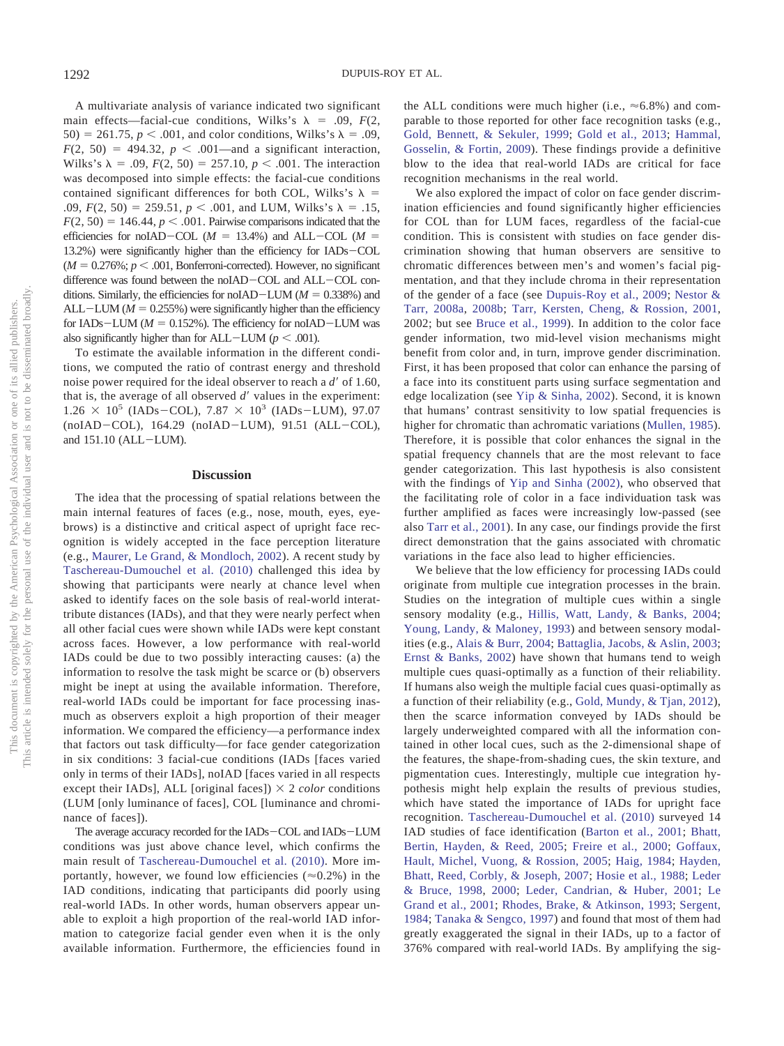A multivariate analysis of variance indicated two significant main effects—facial-cue conditions, Wilks's $\lambda = .09$, $F(2, 50) = 261.75$, $p < .001$, and color conditions, Wilks's $\lambda = .09$, $F(2, 50) = 494.32$, $p < .001$—and a significant interaction, Wilks's $\lambda = .09$, $F(2, 50) = 257.10$, $p < .001$. The interaction was decomposed into simple effects: the facial-cue conditions contained significant differences for both COL, Wilks's $\lambda = .09$, $F(2, 50) = 259.51$, $p < .001$, and LUM, Wilks's $\lambda = .15$, $F(2, 50) = 146.44$, $p < .001$. Pairwise comparisons indicated that the efficiencies for noIAD−COL ($M = 13.4\%$) and ALL−COL ($M = 13.2\%$) were significantly higher than the efficiency for IADs−COL ($M = 0.276\%$; $p < .001$, Bonferroni-corrected). However, no significant difference was found between the noIAD−COL and ALL−COL conditions. Similarly, the efficiencies for noIAD−LUM ($M = 0.338\%$) and ALL−LUM ($M = 0.255\%$) were significantly higher than the efficiency for IADs−LUM ($M = 0.152\%$). The efficiency for noIAD−LUM was also significantly higher than for ALL−LUM ($p < .001$).

To estimate the available information in the different conditions, we computed the ratio of contrast energy and threshold noise power required for the ideal observer to reach a $d'$ of 1.60, that is, the average of all observed $d'$ values in the experiment: $1.26 \times 10^5$ (IADs−COL), $7.87 \times 10^3$ (IADs−LUM), 97.07 (noIAD−COL), 164.29 (noIAD−LUM), 91.51 (ALL−COL), and 151.10 (ALL−LUM).

## Discussion

The idea that the processing of spatial relations between the main internal features of faces (e.g., nose, mouth, eyes, eyebrows) is a distinctive and critical aspect of upright face recognition is widely accepted in the face perception literature (e.g., Maurer, Le Grand, & Mondloch, 2002). A recent study by Taschereau-Dumouchel et al. (2010) challenged this idea by showing that participants were nearly at chance level when asked to identify faces on the sole basis of real-world interattribute distances (IADs), and that they were nearly perfect when all other facial cues were shown while IADs were kept constant across faces. However, a low performance with real-world IADs could be due to two possibly interacting causes: (a) the information to resolve the task might be scarce or (b) observers might be inept at using the available information. Therefore, real-world IADs could be important for face processing inasmuch as observers exploit a high proportion of their meager information. We compared the efficiency—a performance index that factors out task difficulty—for face gender categorization in six conditions: 3 facial-cue conditions (IADs [faces varied only in terms of their IADs], noIAD [faces varied in all respects except their IADs], ALL [original faces]) × 2 *color* conditions (LUM [only luminance of faces], COL [luminance and chrominance of faces]).

The average accuracy recorded for the IADs−COL and IADs−LUM conditions was just above chance level, which confirms the main result of Taschereau-Dumouchel et al. (2010). More importantly, however, we found low efficiencies (≈0.2%) in the IAD conditions, indicating that participants did poorly using real-world IADs. In other words, human observers appear unable to exploit a high proportion of the real-world IAD information to categorize facial gender even when it is the only available information. Furthermore, the efficiencies found in the ALL conditions were much higher (i.e., ≈6.8%) and comparable to those reported for other face recognition tasks (e.g., Gold, Bennett, & Sekuler, 1999; Gold et al., 2013; Hammal, Gosselin, & Fortin, 2009). These findings provide a definitive blow to the idea that real-world IADs are critical for face recognition mechanisms in the real world.

We also explored the impact of color on face gender discrimination efficiencies and found significantly higher efficiencies for COL than for LUM faces, regardless of the facial-cue condition. This is consistent with studies on face gender discrimination showing that human observers are sensitive to chromatic differences between men's and women's facial pigmentation, and that they include chroma in their representation of the gender of a face (see Dupuis-Roy et al., 2009; Nestor & Tarr, 2008a, 2008b; Tarr, Kersten, Cheng, & Rossion, 2001, 2002; but see Bruce et al., 1999). In addition to the color face gender information, two mid-level vision mechanisms might benefit from color and, in turn, improve gender discrimination. First, it has been proposed that color can enhance the parsing of a face into its constituent parts using surface segmentation and edge localization (see Yip & Sinha, 2002). Second, it is known that humans' contrast sensitivity to low spatial frequencies is higher for chromatic than achromatic variations (Mullen, 1985). Therefore, it is possible that color enhances the signal in the spatial frequency channels that are the most relevant to face gender categorization. This last hypothesis is also consistent with the findings of Yip and Sinha (2002), who observed that the facilitating role of color in a face individuation task was further amplified as faces were increasingly low-passed (see also Tarr et al., 2001). In any case, our findings provide the first direct demonstration that the gains associated with chromatic variations in the face also lead to higher efficiencies.

We believe that the low efficiency for processing IADs could originate from multiple cue integration processes in the brain. Studies on the integration of multiple cues within a single sensory modality (e.g., Hillis, Watt, Landy, & Banks, 2004; Young, Landy, & Maloney, 1993) and between sensory modalities (e.g., Alais & Burr, 2004; Battaglia, Jacobs, & Aslin, 2003; Ernst & Banks, 2002) have shown that humans tend to weigh multiple cues quasi-optimally as a function of their reliability. If humans also weigh the multiple facial cues quasi-optimally as a function of their reliability (e.g., Gold, Mundy, & Tjan, 2012), then the scarce information conveyed by IADs should be largely underweighted compared with all the information contained in other local cues, such as the 2-dimensional shape of the features, the shape-from-shading cues, the skin texture, and pigmentation cues. Interestingly, multiple cue integration hypothesis might help explain the results of previous studies, which have stated the importance of IADs for upright face recognition. Taschereau-Dumouchel et al. (2010) surveyed 14 IAD studies of face identification (Barton et al., 2001; Bhatt, Bertin, Hayden, & Reed, 2005; Freire et al., 2000; Goffaux, Hault, Michel, Vuong, & Rossion, 2005; Haig, 1984; Hayden, Bhatt, Reed, Corbly, & Joseph, 2007; Hosie et al., 1988; Leder & Bruce, 1998, 2000; Leder, Candrian, & Huber, 2001; Le Grand et al., 2001; Rhodes, Brake, & Atkinson, 1993; Sergent, 1984; Tanaka & Sengco, 1997) and found that most of them had greatly exaggerated the signal in their IADs, up to a factor of 376% compared with real-world IADs. By amplifying the sig-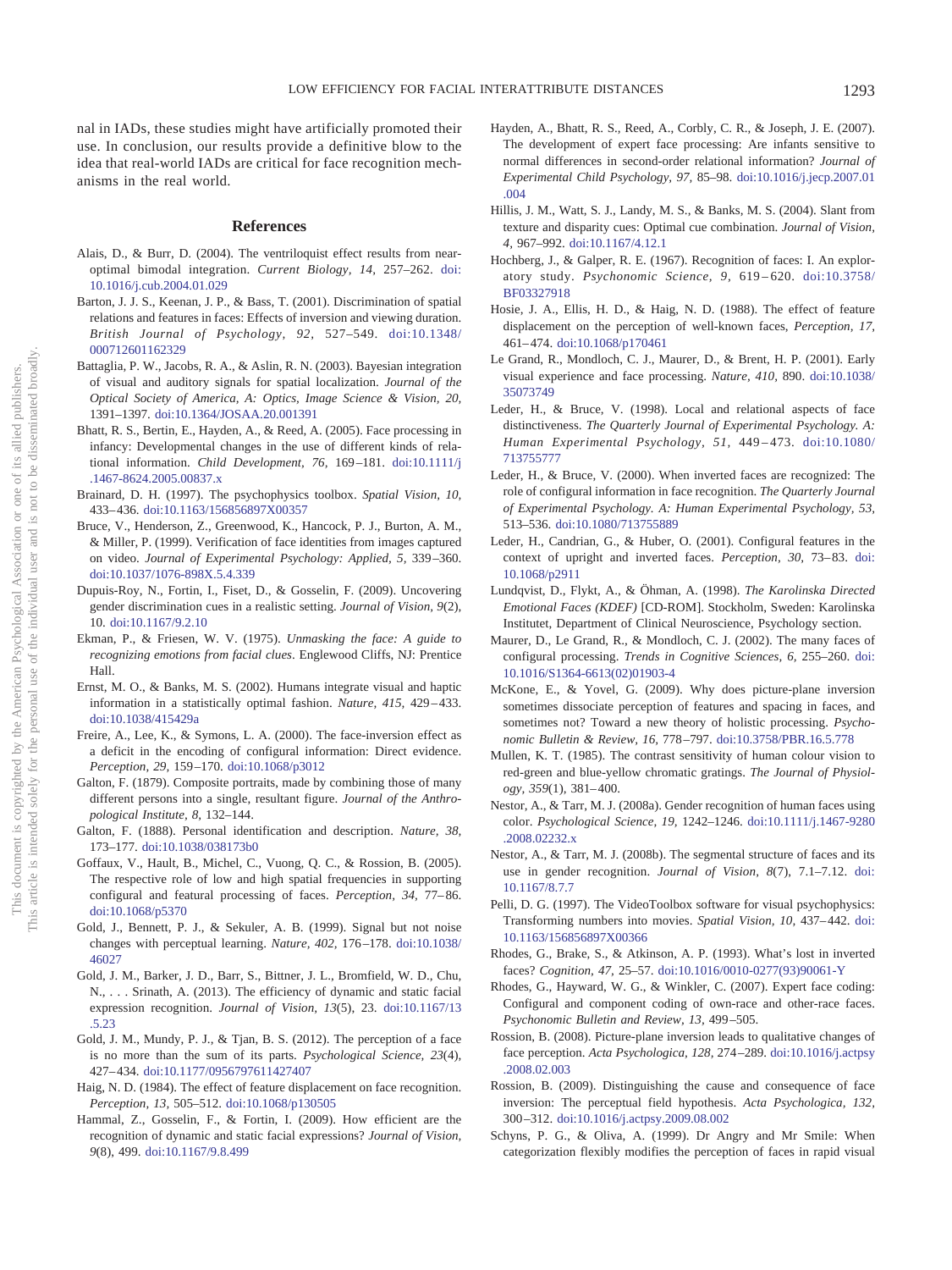nal in IADs, these studies might have artificially promoted their use. In conclusion, our results provide a definitive blow to the idea that real-world IADs are critical for face recognition mechanisms in the real world.

## References

Alais, D., & Burr, D. (2004). The ventriloquist effect results from near-optimal bimodal integration. *Current Biology, 14,* 257–262. doi:10.1016/j.cub.2004.01.029

Barton, J. J. S., Keenan, J. P., & Bass, T. (2001). Discrimination of spatial relations and features in faces: Effects of inversion and viewing duration. *British Journal of Psychology, 92,* 527–549. doi:10.1348/000712601162329

Battaglia, P. W., Jacobs, R. A., & Aslin, R. N. (2003). Bayesian integration of visual and auditory signals for spatial localization. *Journal of the Optical Society of America, A: Optics, Image Science & Vision, 20,* 1391–1397. doi:10.1364/JOSAA.20.001391

Bhatt, R. S., Bertin, E., Hayden, A., & Reed, A. (2005). Face processing in infancy: Developmental changes in the use of different kinds of relational information. *Child Development, 76,* 169–181. doi:10.1111/j.1467-8624.2005.00837.x

Brainard, D. H. (1997). The psychophysics toolbox. *Spatial Vision, 10,* 433–436. doi:10.1163/156856897X00357

Bruce, V., Henderson, Z., Greenwood, K., Hancock, P. J., Burton, A. M., & Miller, P. (1999). Verification of face identities from images captured on video. *Journal of Experimental Psychology: Applied, 5,* 339–360. doi:10.1037/1076-898X.5.4.339

Dupuis-Roy, N., Fortin, I., Fiset, D., & Gosselin, F. (2009). Uncovering gender discrimination cues in a realistic setting. *Journal of Vision, 9*(2), 10. doi:10.1167/9.2.10

Ekman, P., & Friesen, W. V. (1975). *Unmasking the face: A guide to recognizing emotions from facial clues*. Englewood Cliffs, NJ: Prentice Hall.

Ernst, M. O., & Banks, M. S. (2002). Humans integrate visual and haptic information in a statistically optimal fashion. *Nature, 415,* 429–433. doi:10.1038/415429a

Freire, A., Lee, K., & Symons, L. A. (2000). The face-inversion effect as a deficit in the encoding of configural information: Direct evidence. *Perception, 29,* 159–170. doi:10.1068/p3012

Galton, F. (1879). Composite portraits, made by combining those of many different persons into a single, resultant figure. *Journal of the Anthropological Institute, 8,* 132–144.

Galton, F. (1888). Personal identification and description. *Nature, 38,* 173–177. doi:10.1038/038173b0

Goffaux, V., Hault, B., Michel, C., Vuong, Q. C., & Rossion, B. (2005). The respective role of low and high spatial frequencies in supporting configural and featural processing of faces. *Perception, 34,* 77–86. doi:10.1068/p5370

Gold, J., Bennett, P. J., & Sekuler, A. B. (1999). Signal but not noise changes with perceptual learning. *Nature, 402,* 176–178. doi:10.1038/46027

Gold, J. M., Barker, J. D., Barr, S., Bittner, J. L., Bromfield, W. D., Chu, N., . . . Srinath, A. (2013). The efficiency of dynamic and static facial expression recognition. *Journal of Vision, 13*(5), 23. doi:10.1167/13.5.23

Gold, J. M., Mundy, P. J., & Tjan, B. S. (2012). The perception of a face is no more than the sum of its parts. *Psychological Science, 23*(4), 427–434. doi:10.1177/0956797611427407

Haig, N. D. (1984). The effect of feature displacement on face recognition. *Perception, 13,* 505–512. doi:10.1068/p130505

Hammal, Z., Gosselin, F., & Fortin, I. (2009). How efficient are the recognition of dynamic and static facial expressions? *Journal of Vision, 9*(8), 499. doi:10.1167/9.8.499

Hayden, A., Bhatt, R. S., Reed, A., Corbly, C. R., & Joseph, J. E. (2007). The development of expert face processing: Are infants sensitive to normal differences in second-order relational information? *Journal of Experimental Child Psychology, 97,* 85–98. doi:10.1016/j.jecp.2007.01.004

Hillis, J. M., Watt, S. J., Landy, M. S., & Banks, M. S. (2004). Slant from texture and disparity cues: Optimal cue combination. *Journal of Vision, 4,* 967–992. doi:10.1167/4.12.1

Hochberg, J., & Galper, R. E. (1967). Recognition of faces: I. An exploratory study. *Psychonomic Science, 9,* 619–620. doi:10.3758/BF03327918

Hosie, J. A., Ellis, H. D., & Haig, N. D. (1988). The effect of feature displacement on the perception of well-known faces, *Perception, 17,* 461–474. doi:10.1068/p170461

Le Grand, R., Mondloch, C. J., Maurer, D., & Brent, H. P. (2001). Early visual experience and face processing. *Nature, 410,* 890. doi:10.1038/35073749

Leder, H., & Bruce, V. (1998). Local and relational aspects of face distinctiveness. *The Quarterly Journal of Experimental Psychology. A: Human Experimental Psychology, 51,* 449–473. doi:10.1080/713755777

Leder, H., & Bruce, V. (2000). When inverted faces are recognized: The role of configural information in face recognition. *The Quarterly Journal of Experimental Psychology. A: Human Experimental Psychology, 53,* 513–536. doi:10.1080/713755889

Leder, H., Candrian, G., & Huber, O. (2001). Configural features in the context of upright and inverted faces. *Perception, 30,* 73–83. doi:10.1068/p2911

Lundqvist, D., Flykt, A., & Öhman, A. (1998). *The Karolinska Directed Emotional Faces (KDEF)* [CD-ROM]. Stockholm, Sweden: Karolinska Institutet, Department of Clinical Neuroscience, Psychology section.

Maurer, D., Le Grand, R., & Mondloch, C. J. (2002). The many faces of configural processing. *Trends in Cognitive Sciences, 6,* 255–260. doi:10.1016/S1364-6613(02)01903-4

McKone, E., & Yovel, G. (2009). Why does picture-plane inversion sometimes dissociate perception of features and spacing in faces, and sometimes not? Toward a new theory of holistic processing. *Psychonomic Bulletin & Review, 16,* 778–797. doi:10.3758/PBR.16.5.778

Mullen, K. T. (1985). The contrast sensitivity of human colour vision to red-green and blue-yellow chromatic gratings. *The Journal of Physiology, 359*(1), 381–400.

Nestor, A., & Tarr, M. J. (2008a). Gender recognition of human faces using color. *Psychological Science, 19,* 1242–1246. doi:10.1111/j.1467-9280.2008.02232.x

Nestor, A., & Tarr, M. J. (2008b). The segmental structure of faces and its use in gender recognition. *Journal of Vision, 8*(7), 7.1–7.12. doi:10.1167/8.7.7

Pelli, D. G. (1997). The VideoToolbox software for visual psychophysics: Transforming numbers into movies. *Spatial Vision, 10,* 437–442. doi:10.1163/156856897X00366

Rhodes, G., Brake, S., & Atkinson, A. P. (1993). What's lost in inverted faces? *Cognition, 47,* 25–57. doi:10.1016/0010-0277(93)90061-Y

Rhodes, G., Hayward, W. G., & Winkler, C. (2007). Expert face coding: Configural and component coding of own-race and other-race faces. *Psychonomic Bulletin and Review, 13,* 499–505.

Rossion, B. (2008). Picture-plane inversion leads to qualitative changes of face perception. *Acta Psychologica, 128,* 274–289. doi:10.1016/j.actpsy.2008.02.003

Rossion, B. (2009). Distinguishing the cause and consequence of face inversion: The perceptual field hypothesis. *Acta Psychologica, 132,* 300–312. doi:10.1016/j.actpsy.2009.08.002

Schyns, P. G., & Oliva, A. (1999). Dr Angry and Mr Smile: When categorization flexibly modifies the perception of faces in rapid visual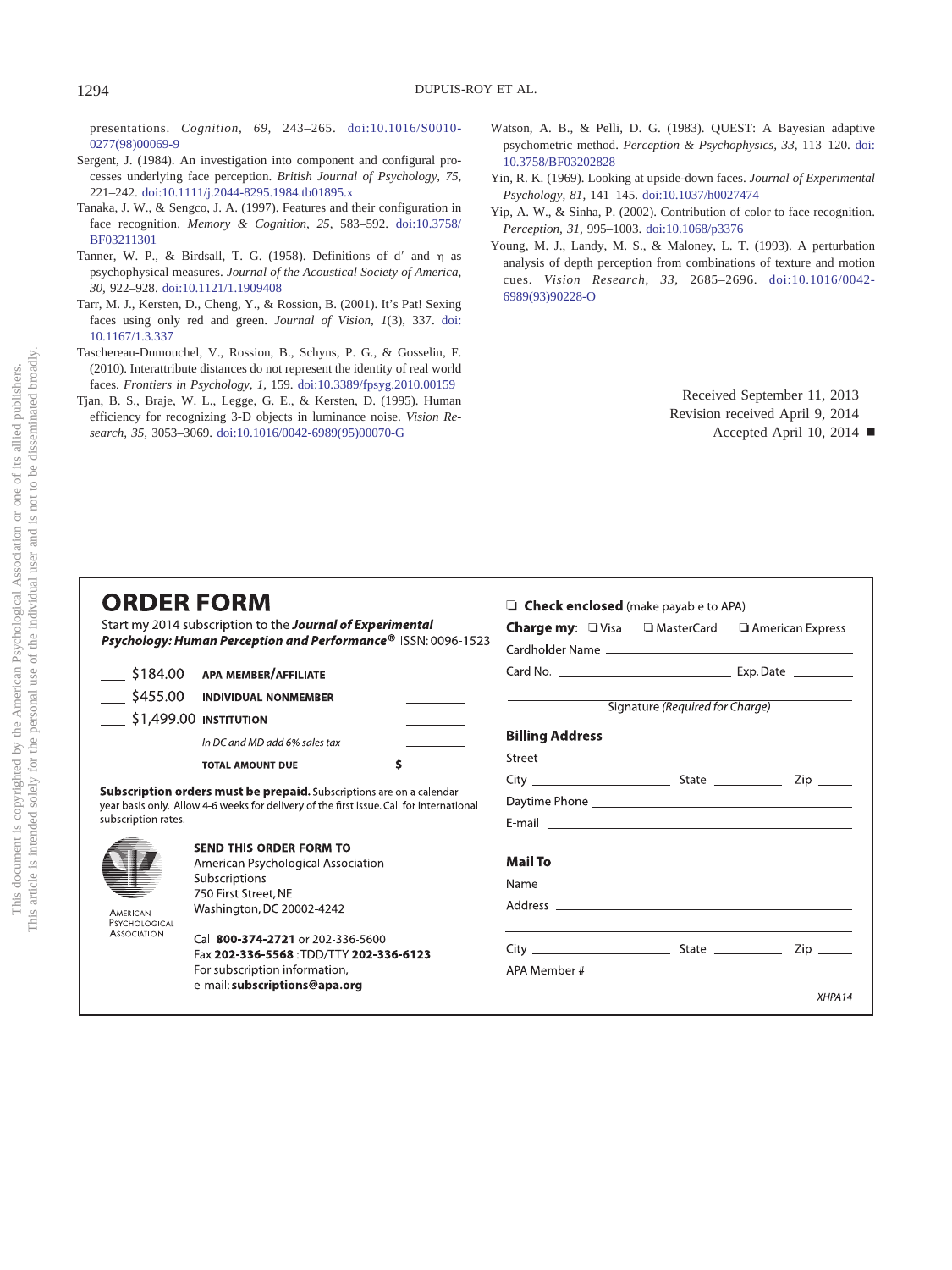presentations. *Cognition, 69,* 243–265. doi:10.1016/S0010-0277(98)00069-9

Sergent, J. (1984). An investigation into component and configural processes underlying face perception. *British Journal of Psychology, 75,* 221–242. doi:10.1111/j.2044-8295.1984.tb01895.x

Tanaka, J. W., & Sengco, J. A. (1997). Features and their configuration in face recognition. *Memory & Cognition, 25,* 583–592. doi:10.3758/BF03211301

Tanner, W. P., & Birdsall, T. G. (1958). Definitions of d′ and η as psychophysical measures. *Journal of the Acoustical Society of America, 30,* 922–928. doi:10.1121/1.1909408

Tarr, M. J., Kersten, D., Cheng, Y., & Rossion, B. (2001). It's Pat! Sexing faces using only red and green. *Journal of Vision, 1*(3), 337. doi:10.1167/1.3.337

Taschereau-Dumouchel, V., Rossion, B., Schyns, P. G., & Gosselin, F. (2010). Interattribute distances do not represent the identity of real world faces. *Frontiers in Psychology, 1,* 159. doi:10.3389/fpsyg.2010.00159

Tjan, B. S., Braje, W. L., Legge, G. E., & Kersten, D. (1995). Human efficiency for recognizing 3-D objects in luminance noise. *Vision Research, 35,* 3053–3069. doi:10.1016/0042-6989(95)00070-G

Watson, A. B., & Pelli, D. G. (1983). QUEST: A Bayesian adaptive psychometric method. *Perception & Psychophysics, 33,* 113–120. doi:10.3758/BF03202828

Yin, R. K. (1969). Looking at upside-down faces. *Journal of Experimental Psychology, 81,* 141–145. doi:10.1037/h0027474

Yip, A. W., & Sinha, P. (2002). Contribution of color to face recognition. *Perception, 31,* 995–1003. doi:10.1068/p3376

Young, M. J., Landy, M. S., & Maloney, L. T. (1993). A perturbation analysis of depth perception from combinations of texture and motion cues. *Vision Research, 33,* 2685–2696. doi:10.1016/0042-6989(93)90228-O

Received September 11, 2013
Revision received April 9, 2014
Accepted April 10, 2014 ■

# ORDER FORM

Start my 2014 subscription to the ***Journal of Experimental Psychology: Human Perception and Performance®*** ISSN: 0096-1523

___ $184.00 **APA MEMBER/AFFILIATE** _______

___ $455.00 **INDIVIDUAL NONMEMBER** _______

___ $1,499.00 **INSTITUTION** _______

*In DC and MD add 6% sales tax* _______

**TOTAL AMOUNT DUE** $ _______

**Subscription orders must be prepaid.** Subscriptions are on a calendar year basis only. Allow 4-6 weeks for delivery of the first issue. Call for international subscription rates.

American Psychological Association

**SEND THIS ORDER FORM TO**
American Psychological Association
Subscriptions
750 First Street, NE
Washington, DC 20002-4242

Call **800-374-2721** or 202-336-5600
Fax **202-336-5568** :TDD/TTY **202-336-6123**
For subscription information,
e-mail: **subscriptions@apa.org**

❑ **Check enclosed** (make payable to APA)

**Charge my**: ❑ Visa ❑ MasterCard ❑ American Express

Cardholder Name ____________________

Card No. ____________________ Exp. Date ________

____________________
Signature *(Required for Charge)*

**Billing Address**

Street ____________________

City ____________ State ________ Zip ______

Daytime Phone ____________________

E-mail ____________________

**Mail To**

Name ____________________

Address ____________________

____________________

City ____________ State ________ Zip ______

APA Member # ____________________

*XHPA14*